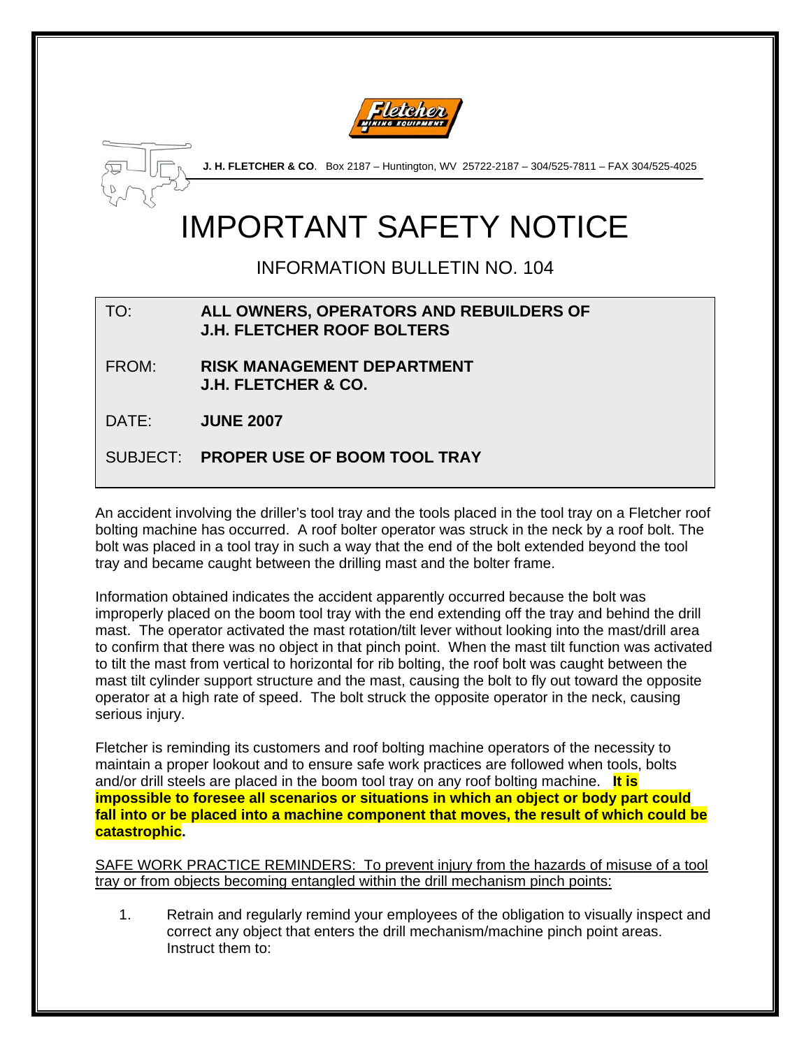**J. H. FLETCHER & CO**. Box 2187 – Huntington, WV 25722-2187 – 304/525-7811 – FAX 304/525-4025

# IMPORTANT SAFETY NOTICE

## INFORMATION BULLETIN NO. 104

| | |
|---|---|
| TO: | **ALL OWNERS, OPERATORS AND REBUILDERS OF J.H. FLETCHER ROOF BOLTERS** |
| FROM: | **RISK MANAGEMENT DEPARTMENT J.H. FLETCHER & CO.** |
| DATE: | **JUNE 2007** |
| SUBJECT: | **PROPER USE OF BOOM TOOL TRAY** |

An accident involving the driller's tool tray and the tools placed in the tool tray on a Fletcher roof bolting machine has occurred. A roof bolter operator was struck in the neck by a roof bolt. The bolt was placed in a tool tray in such a way that the end of the bolt extended beyond the tool tray and became caught between the drilling mast and the bolter frame.

Information obtained indicates the accident apparently occurred because the bolt was improperly placed on the boom tool tray with the end extending off the tray and behind the drill mast. The operator activated the mast rotation/tilt lever without looking into the mast/drill area to confirm that there was no object in that pinch point. When the mast tilt function was activated to tilt the mast from vertical to horizontal for rib bolting, the roof bolt was caught between the mast tilt cylinder support structure and the mast, causing the bolt to fly out toward the opposite operator at a high rate of speed. The bolt struck the opposite operator in the neck, causing serious injury.

Fletcher is reminding its customers and roof bolting machine operators of the necessity to maintain a proper lookout and to ensure safe work practices are followed when tools, bolts and/or drill steels are placed in the boom tool tray on any roof bolting machine. **It is impossible to foresee all scenarios or situations in which an object or body part could fall into or be placed into a machine component that moves, the result of which could be catastrophic.**

<u>SAFE WORK PRACTICE REMINDERS: To prevent injury from the hazards of misuse of a tool tray or from objects becoming entangled within the drill mechanism pinch points:</u>

1. Retrain and regularly remind your employees of the obligation to visually inspect and correct any object that enters the drill mechanism/machine pinch point areas. Instruct them to: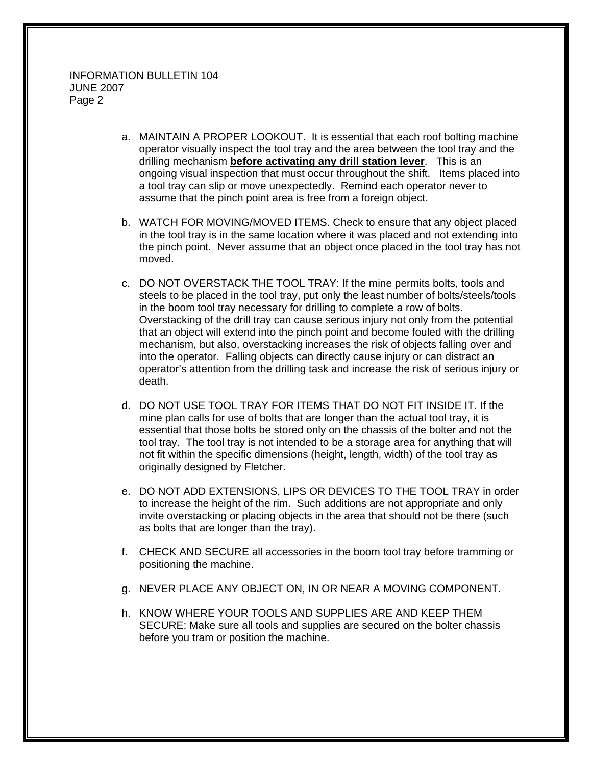a. MAINTAIN A PROPER LOOKOUT. It is essential that each roof bolting machine operator visually inspect the tool tray and the area between the tool tray and the drilling mechanism **before activating any drill station lever**. This is an ongoing visual inspection that must occur throughout the shift. Items placed into a tool tray can slip or move unexpectedly. Remind each operator never to assume that the pinch point area is free from a foreign object.

b. WATCH FOR MOVING/MOVED ITEMS. Check to ensure that any object placed in the tool tray is in the same location where it was placed and not extending into the pinch point. Never assume that an object once placed in the tool tray has not moved.

c. DO NOT OVERSTACK THE TOOL TRAY: If the mine permits bolts, tools and steels to be placed in the tool tray, put only the least number of bolts/steels/tools in the boom tool tray necessary for drilling to complete a row of bolts. Overstacking of the drill tray can cause serious injury not only from the potential that an object will extend into the pinch point and become fouled with the drilling mechanism, but also, overstacking increases the risk of objects falling over and into the operator. Falling objects can directly cause injury or can distract an operator's attention from the drilling task and increase the risk of serious injury or death.

d. DO NOT USE TOOL TRAY FOR ITEMS THAT DO NOT FIT INSIDE IT. If the mine plan calls for use of bolts that are longer than the actual tool tray, it is essential that those bolts be stored only on the chassis of the bolter and not the tool tray. The tool tray is not intended to be a storage area for anything that will not fit within the specific dimensions (height, length, width) of the tool tray as originally designed by Fletcher.

e. DO NOT ADD EXTENSIONS, LIPS OR DEVICES TO THE TOOL TRAY in order to increase the height of the rim. Such additions are not appropriate and only invite overstacking or placing objects in the area that should not be there (such as bolts that are longer than the tray).

f. CHECK AND SECURE all accessories in the boom tool tray before tramming or positioning the machine.

g. NEVER PLACE ANY OBJECT ON, IN OR NEAR A MOVING COMPONENT.

h. KNOW WHERE YOUR TOOLS AND SUPPLIES ARE AND KEEP THEM SECURE: Make sure all tools and supplies are secured on the bolter chassis before you tram or position the machine.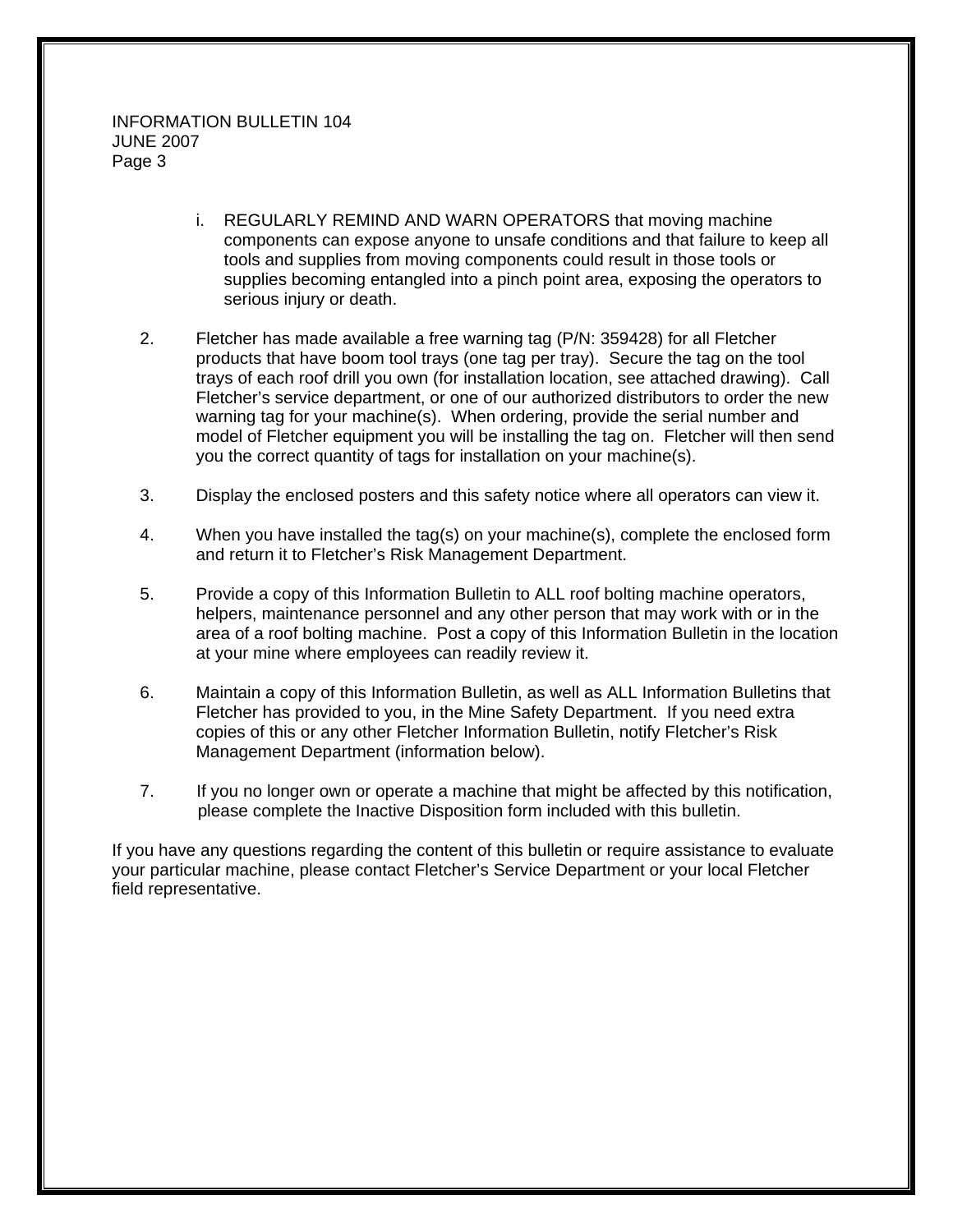i. REGULARLY REMIND AND WARN OPERATORS that moving machine components can expose anyone to unsafe conditions and that failure to keep all tools and supplies from moving components could result in those tools or supplies becoming entangled into a pinch point area, exposing the operators to serious injury or death.

2. Fletcher has made available a free warning tag (P/N: 359428) for all Fletcher products that have boom tool trays (one tag per tray). Secure the tag on the tool trays of each roof drill you own (for installation location, see attached drawing). Call Fletcher's service department, or one of our authorized distributors to order the new warning tag for your machine(s). When ordering, provide the serial number and model of Fletcher equipment you will be installing the tag on. Fletcher will then send you the correct quantity of tags for installation on your machine(s).

3. Display the enclosed posters and this safety notice where all operators can view it.

4. When you have installed the tag(s) on your machine(s), complete the enclosed form and return it to Fletcher's Risk Management Department.

5. Provide a copy of this Information Bulletin to ALL roof bolting machine operators, helpers, maintenance personnel and any other person that may work with or in the area of a roof bolting machine. Post a copy of this Information Bulletin in the location at your mine where employees can readily review it.

6. Maintain a copy of this Information Bulletin, as well as ALL Information Bulletins that Fletcher has provided to you, in the Mine Safety Department. If you need extra copies of this or any other Fletcher Information Bulletin, notify Fletcher's Risk Management Department (information below).

7. If you no longer own or operate a machine that might be affected by this notification, please complete the Inactive Disposition form included with this bulletin.

If you have any questions regarding the content of this bulletin or require assistance to evaluate your particular machine, please contact Fletcher's Service Department or your local Fletcher field representative.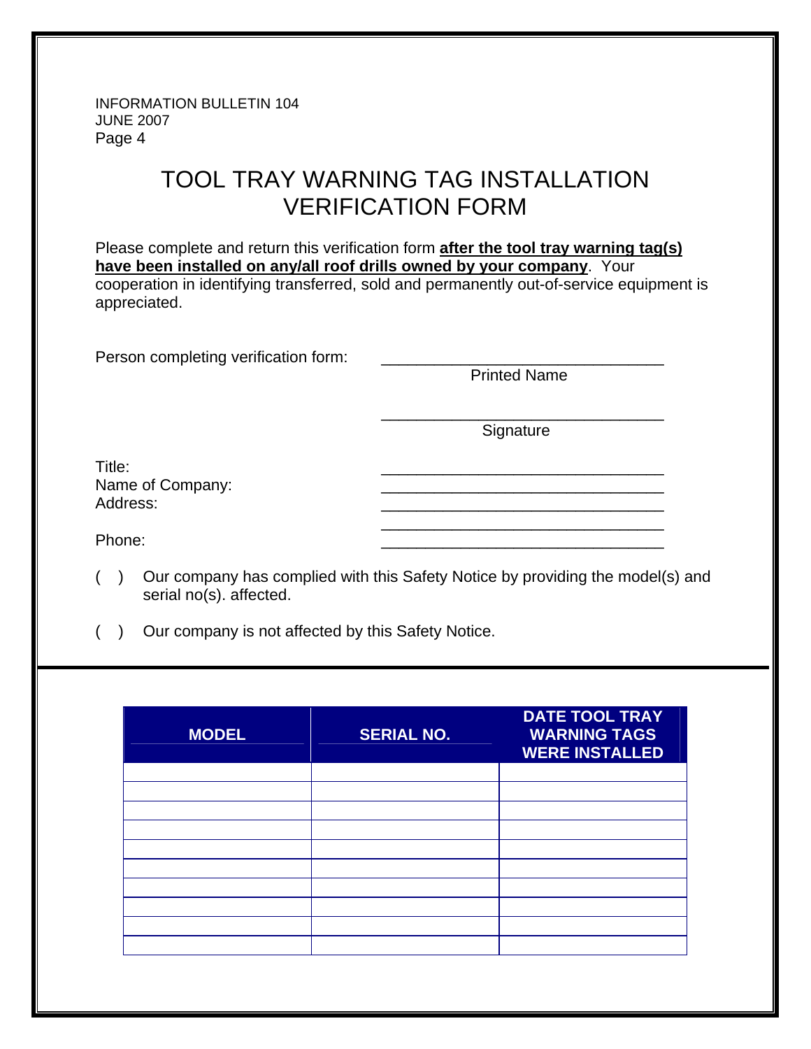INFORMATION BULLETIN 104
JUNE 2007
Page 4

# TOOL TRAY WARNING TAG INSTALLATION VERIFICATION FORM

Please complete and return this verification form **after the tool tray warning tag(s) have been installed on any/all roof drills owned by your company**. Your cooperation in identifying transferred, sold and permanently out-of-service equipment is appreciated.

Person completing verification form: ________________________________
Printed Name

________________________________
Signature

Title: ________________________________
Name of Company: ________________________________
Address: ________________________________
________________________________
Phone: ________________________________

( ) Our company has complied with this Safety Notice by providing the model(s) and serial no(s). affected.

( ) Our company is not affected by this Safety Notice.

| MODEL | SERIAL NO. | DATE TOOL TRAY WARNING TAGS WERE INSTALLED |
|---|---|---|
| | | |
| | | |
| | | |
| | | |
| | | |
| | | |
| | | |
| | | |
| | | |
| | | |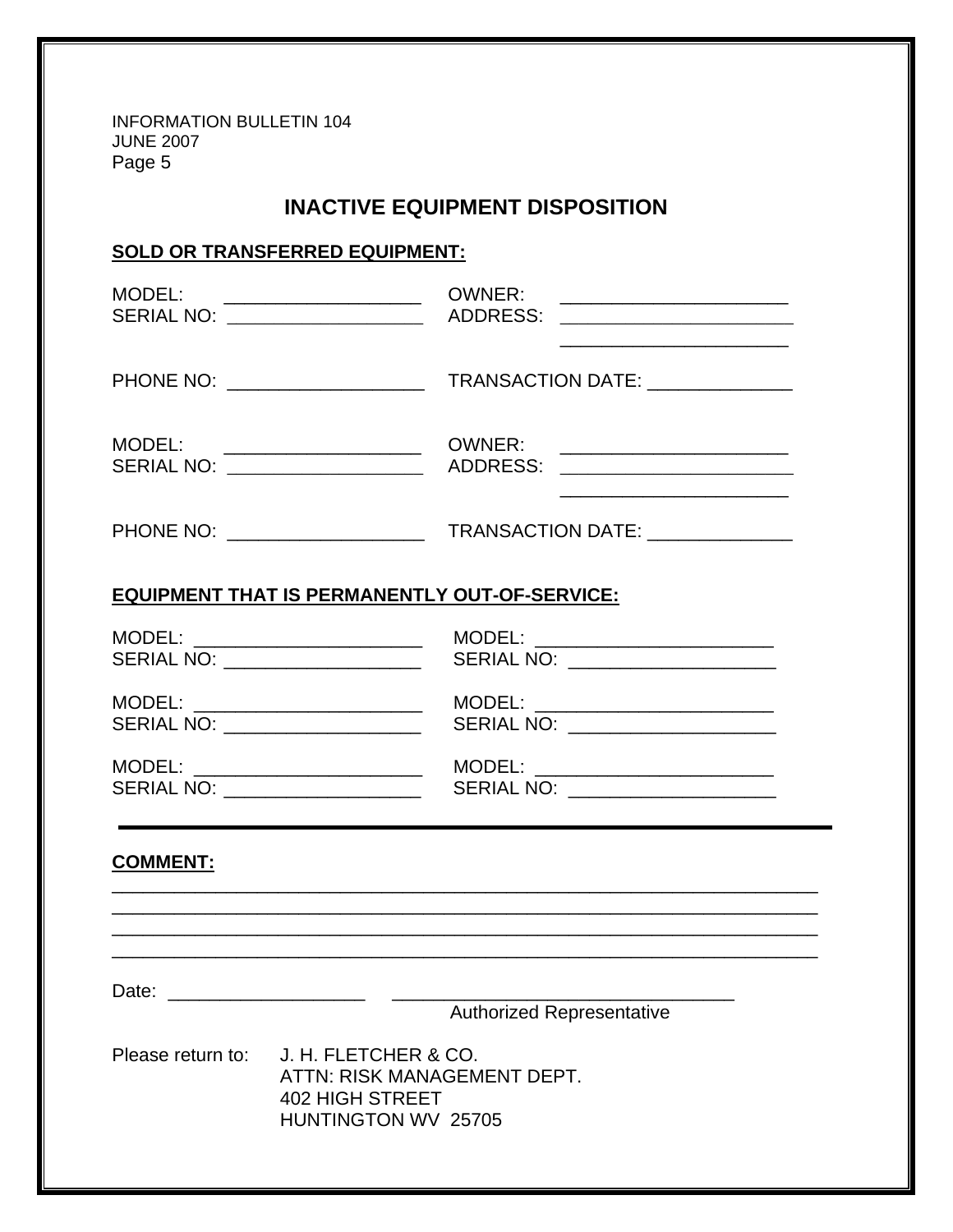INFORMATION BULLETIN 104
JUNE 2007
Page 5

## INACTIVE EQUIPMENT DISPOSITION

**SOLD OR TRANSFERRED EQUIPMENT:**

MODEL: ___________________ OWNER: ______________________
SERIAL NO: ___________________ ADDRESS: _______________________
______________________

PHONE NO: ___________________ TRANSACTION DATE: ______________

MODEL: ___________________ OWNER: ______________________
SERIAL NO: ___________________ ADDRESS: _______________________
______________________

PHONE NO: ___________________ TRANSACTION DATE: ______________

**EQUIPMENT THAT IS PERMANENTLY OUT-OF-SERVICE:**

MODEL: ______________________ MODEL: _______________________
SERIAL NO: ___________________ SERIAL NO: ____________________

MODEL: ______________________ MODEL: _______________________
SERIAL NO: ___________________ SERIAL NO: ____________________

MODEL: ______________________ MODEL: _______________________
SERIAL NO: ___________________ SERIAL NO: ____________________

---

**COMMENT:**

_____________________________________________________________________
_____________________________________________________________________
_____________________________________________________________________
_____________________________________________________________________

Date: ___________________ _________________________________
Authorized Representative

Please return to: J. H. FLETCHER & CO.
ATTN: RISK MANAGEMENT DEPT.
402 HIGH STREET
HUNTINGTON WV 25705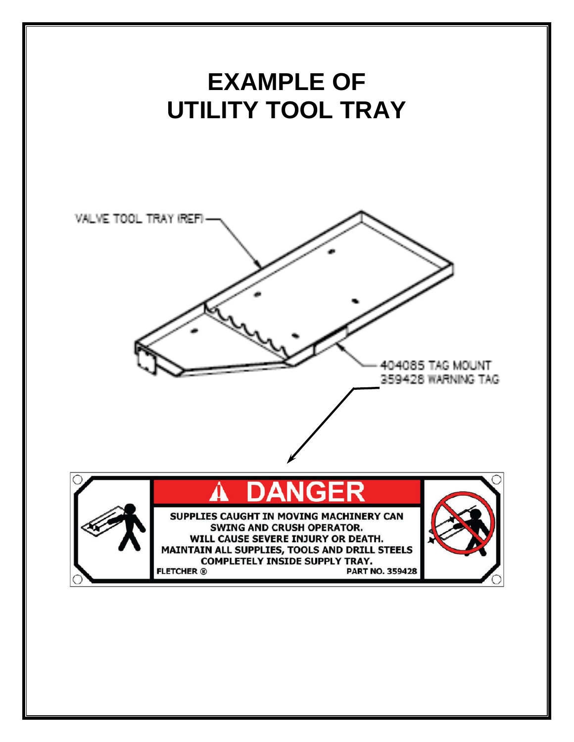# EXAMPLE OF UTILITY TOOL TRAY

VALVE TOOL TRAY (REF)

404085 TAG MOUNT
359428 WARNING TAG

**DANGER**

**SUPPLIES CAUGHT IN MOVING MACHINERY CAN SWING AND CRUSH OPERATOR.**
**WILL CAUSE SEVERE INJURY OR DEATH.**
**MAINTAIN ALL SUPPLIES, TOOLS AND DRILL STEELS COMPLETELY INSIDE SUPPLY TRAY.**

**FLETCHER ®** **PART NO. 359428**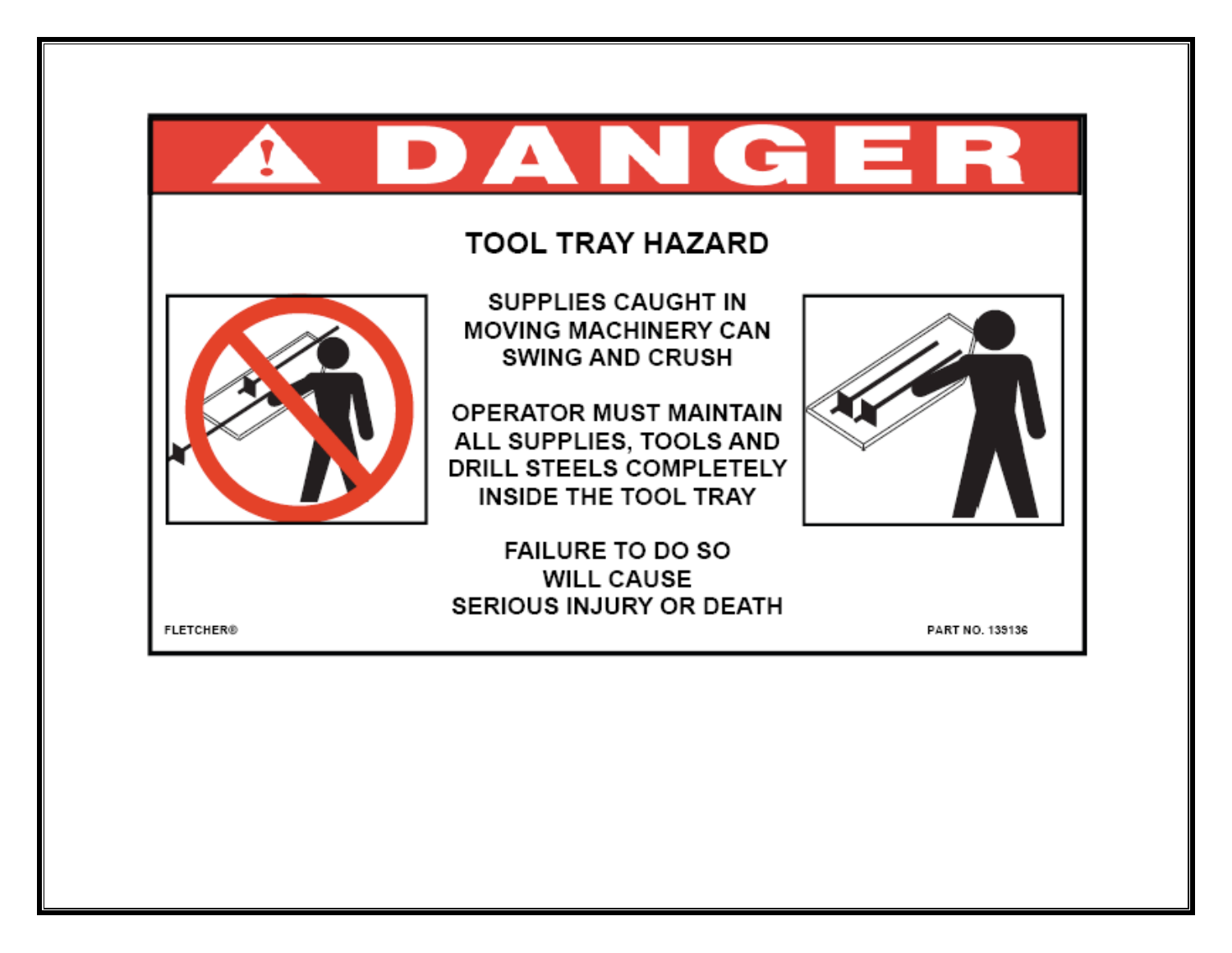# DANGER

## TOOL TRAY HAZARD

SUPPLIES CAUGHT IN MOVING MACHINERY CAN SWING AND CRUSH

OPERATOR MUST MAINTAIN ALL SUPPLIES, TOOLS AND DRILL STEELS COMPLETELY INSIDE THE TOOL TRAY

FAILURE TO DO SO WILL CAUSE SERIOUS INJURY OR DEATH

FLETCHER®

PART NO. 139136